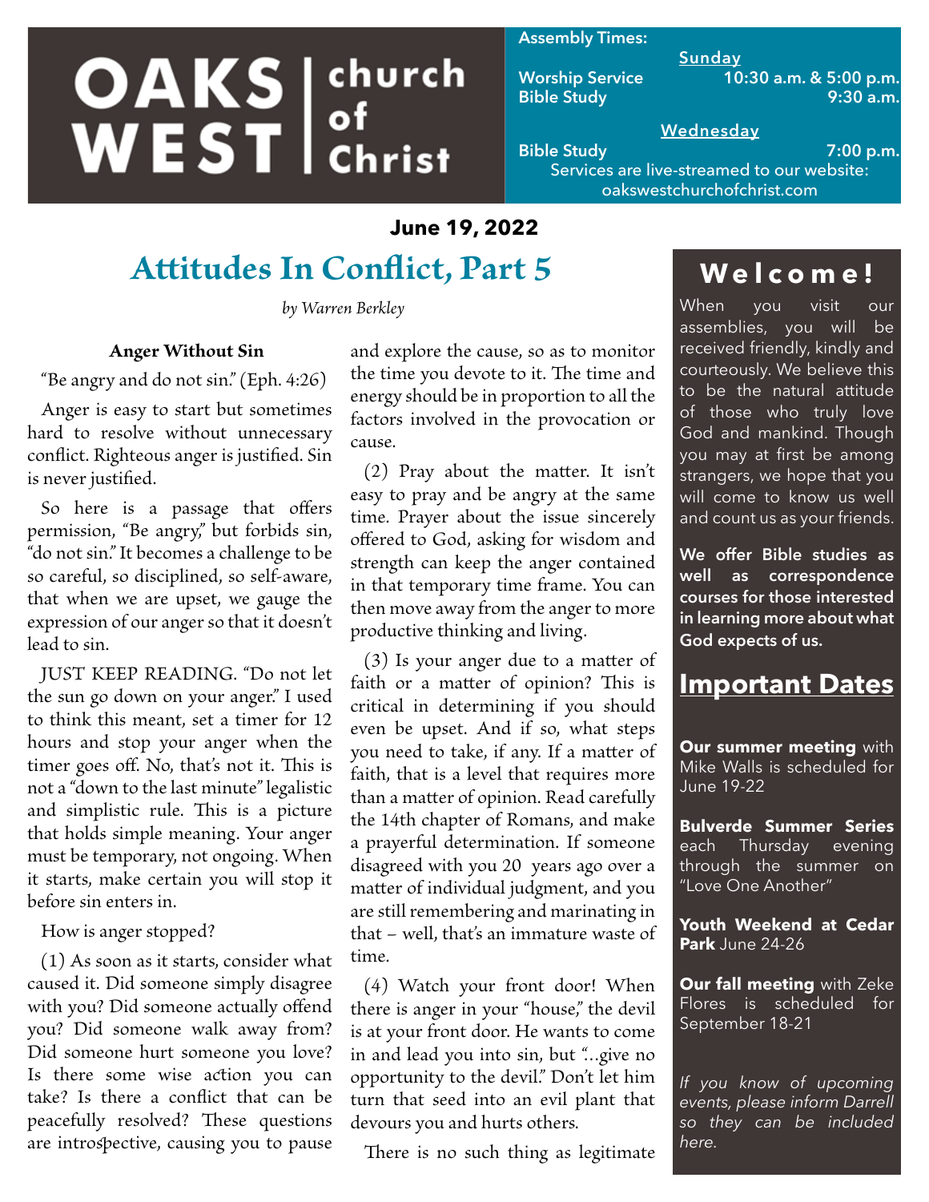# OAKS WEST church of Christ

**Assembly Times:**

**Sunday**

Worship Service 10:30 a.m. & 5:00 p.m.
Bible Study 9:30 a.m.

**Wednesday**

Bible Study 7:00 p.m.

Services are live-streamed to our website: oakswestchurchofchrist.com

**June 19, 2022**

## Attitudes In Conflict, Part 5

*by Warren Berkley*

### Anger Without Sin

"Be angry and do not sin." (Eph. 4:26)

Anger is easy to start but sometimes hard to resolve without unnecessary conflict. Righteous anger is justified. Sin is never justified.

So here is a passage that offers permission, "Be angry," but forbids sin, "do not sin." It becomes a challenge to be so careful, so disciplined, so self-aware, that when we are upset, we gauge the expression of our anger so that it doesn't lead to sin.

JUST KEEP READING. "Do not let the sun go down on your anger." I used to think this meant, set a timer for 12 hours and stop your anger when the timer goes off. No, that's not it. This is not a "down to the last minute" legalistic and simplistic rule. This is a picture that holds simple meaning. Your anger must be temporary, not ongoing. When it starts, make certain you will stop it before sin enters in.

How is anger stopped?

(1) As soon as it starts, consider what caused it. Did someone simply disagree with you? Did someone actually offend you? Did someone walk away from? Did someone hurt someone you love? Is there some wise action you can take? Is there a conflict that can be peacefully resolved? These questions are introspective, causing you to pause and explore the cause, so as to monitor the time you devote to it. The time and energy should be in proportion to all the factors involved in the provocation or cause.

(2) Pray about the matter. It isn't easy to pray and be angry at the same time. Prayer about the issue sincerely offered to God, asking for wisdom and strength can keep the anger contained in that temporary time frame. You can then move away from the anger to more productive thinking and living.

(3) Is your anger due to a matter of faith or a matter of opinion? This is critical in determining if you should even be upset. And if so, what steps you need to take, if any. If a matter of faith, that is a level that requires more than a matter of opinion. Read carefully the 14th chapter of Romans, and make a prayerful determination. If someone disagreed with you 20 years ago over a matter of individual judgment, and you are still remembering and marinating in that – well, that's an immature waste of time.

(4) Watch your front door! When there is anger in your "house," the devil is at your front door. He wants to come in and lead you into sin, but "...give no opportunity to the devil." Don't let him turn that seed into an evil plant that devours you and hurts others.

There is no such thing as legitimate

## Welcome!

When you visit our assemblies, you will be received friendly, kindly and courteously. We believe this to be the natural attitude of those who truly love God and mankind. Though you may at first be among strangers, we hope that you will come to know us well and count us as your friends.

**We offer Bible studies as well as correspondence courses for those interested in learning more about what God expects of us.**

## Important Dates

**Our summer meeting** with Mike Walls is scheduled for June 19-22

**Bulverde Summer Series** each Thursday evening through the summer on "Love One Another"

**Youth Weekend at Cedar Park** June 24-26

**Our fall meeting** with Zeke Flores is scheduled for September 18-21

*If you know of upcoming events, please inform Darrell so they can be included here.*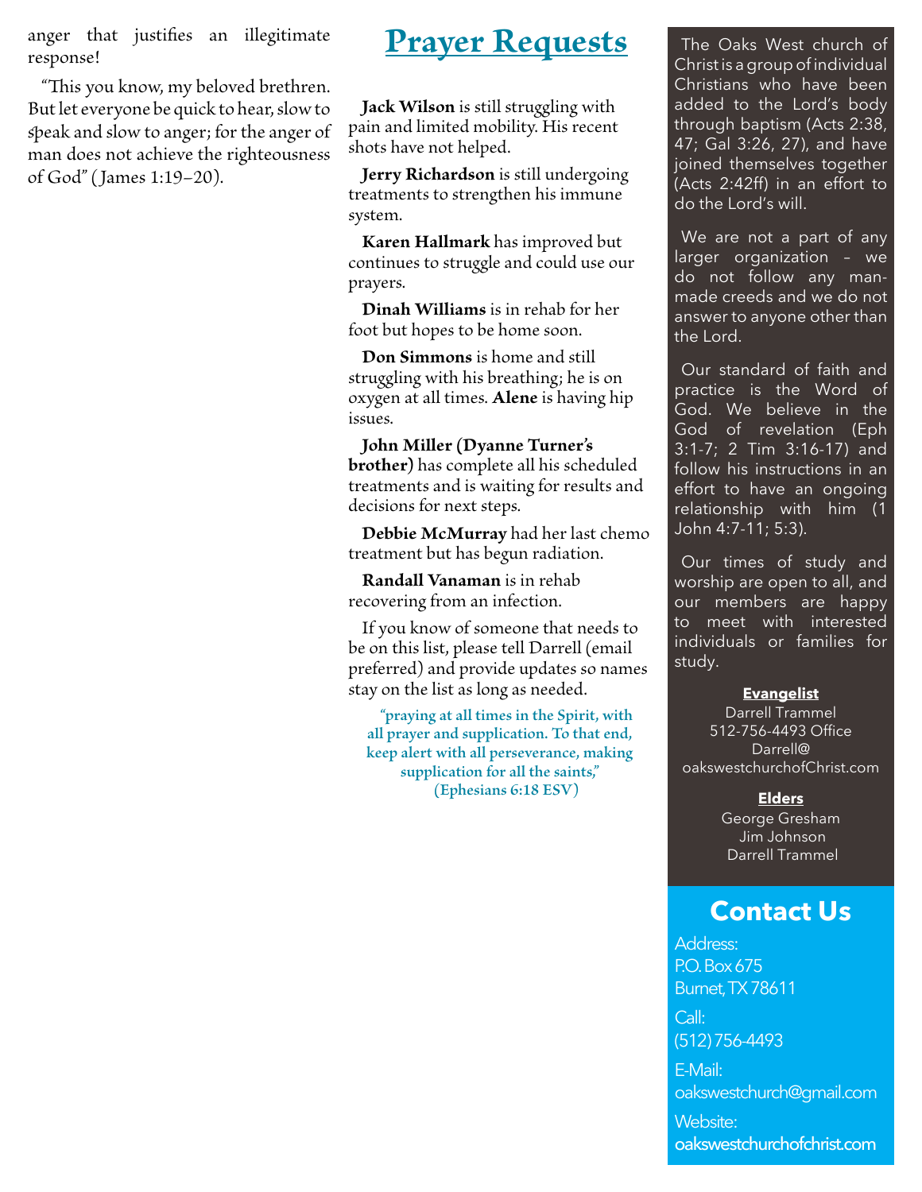anger that justifies an illegitimate response!

"This you know, my beloved brethren. But let everyone be quick to hear, slow to speak and slow to anger; for the anger of man does not achieve the righteousness of God" (James 1:19–20).

## Prayer Requests

**Jack Wilson** is still struggling with pain and limited mobility. His recent shots have not helped.

**Jerry Richardson** is still undergoing treatments to strengthen his immune system.

**Karen Hallmark** has improved but continues to struggle and could use our prayers.

**Dinah Williams** is in rehab for her foot but hopes to be home soon.

**Don Simmons** is home and still struggling with his breathing; he is on oxygen at all times. **Alene** is having hip issues.

**John Miller (Dyanne Turner's brother)** has complete all his scheduled treatments and is waiting for results and decisions for next steps.

**Debbie McMurray** had her last chemo treatment but has begun radiation.

**Randall Vanaman** is in rehab recovering from an infection.

If you know of someone that needs to be on this list, please tell Darrell (email preferred) and provide updates so names stay on the list as long as needed.

**"praying at all times in the Spirit, with all prayer and supplication. To that end, keep alert with all perseverance, making supplication for all the saints," (Ephesians 6:18 ESV)**

The Oaks West church of Christ is a group of individual Christians who have been added to the Lord's body through baptism (Acts 2:38, 47; Gal 3:26, 27), and have joined themselves together (Acts 2:42ff) in an effort to do the Lord's will.

We are not a part of any larger organization – we do not follow any man-made creeds and we do not answer to anyone other than the Lord.

Our standard of faith and practice is the Word of God. We believe in the God of revelation (Eph 3:1-7; 2 Tim 3:16-17) and follow his instructions in an effort to have an ongoing relationship with him (1 John 4:7-11; 5:3).

Our times of study and worship are open to all, and our members are happy to meet with interested individuals or families for study.

**Evangelist**
Darrell Trammel
512-756-4493 Office
Darrell@oakswestchurchofChrist.com

**Elders**
George Gresham
Jim Johnson
Darrell Trammel

## Contact Us

Address:
P.O. Box 675
Burnet, TX 78611

Call:
(512) 756-4493

E-Mail:
oakswestchurch@gmail.com

Website:
oakswestchurchofchrist.com